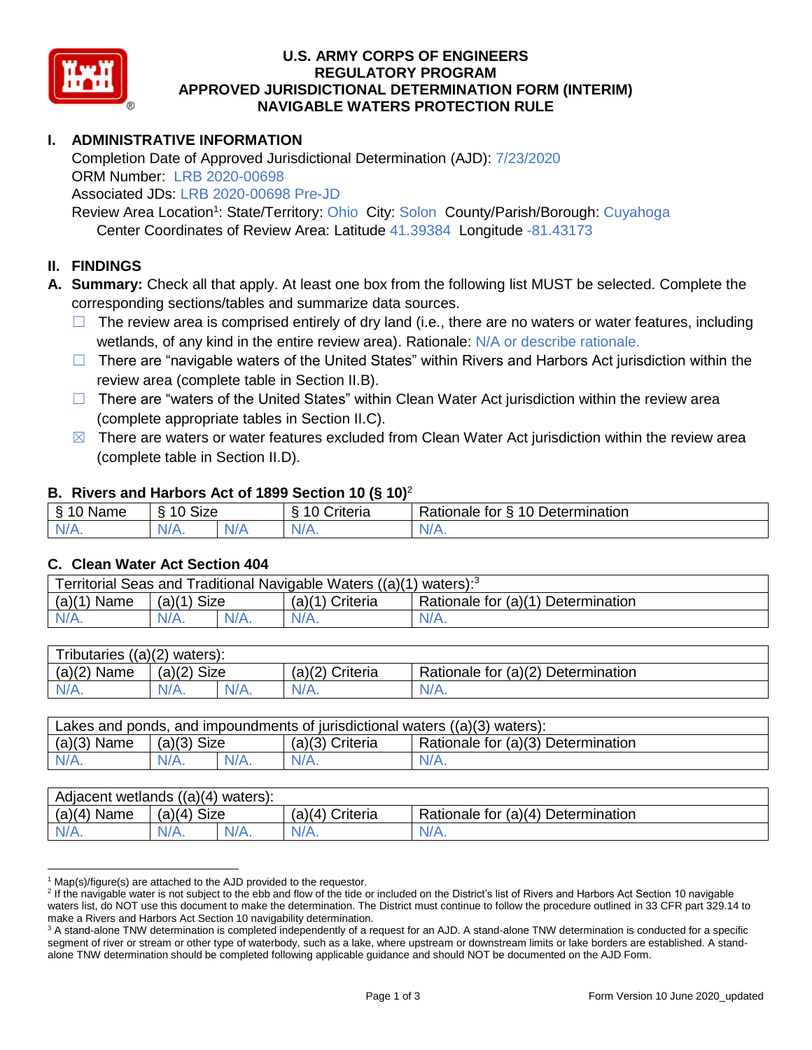# U.S. ARMY CORPS OF ENGINEERS
# REGULATORY PROGRAM
# APPROVED JURISDICTIONAL DETERMINATION FORM (INTERIM)
# NAVIGABLE WATERS PROTECTION RULE

## I. ADMINISTRATIVE INFORMATION

Completion Date of Approved Jurisdictional Determination (AJD): 7/23/2020
ORM Number: LRB 2020-00698
Associated JDs: LRB 2020-00698 Pre-JD
Review Area Location[1]: State/Territory: Ohio City: Solon County/Parish/Borough: Cuyahoga
Center Coordinates of Review Area: Latitude 41.39384 Longitude -81.43173

## II. FINDINGS

**A. Summary:** Check all that apply. At least one box from the following list MUST be selected. Complete the corresponding sections/tables and summarize data sources.

- ☐ The review area is comprised entirely of dry land (i.e., there are no waters or water features, including wetlands, of any kind in the entire review area). Rationale: N/A or describe rationale.
- ☐ There are "navigable waters of the United States" within Rivers and Harbors Act jurisdiction within the review area (complete table in Section II.B).
- ☐ There are "waters of the United States" within Clean Water Act jurisdiction within the review area (complete appropriate tables in Section II.C).
- ☒ There are waters or water features excluded from Clean Water Act jurisdiction within the review area (complete table in Section II.D).

### B. Rivers and Harbors Act of 1899 Section 10 (§ 10)[2]

| § 10 Name | § 10 Size | | § 10 Criteria | Rationale for § 10 Determination |
|---|---|---|---|---|
| N/A. | N/A. | N/A | N/A. | N/A. |

### C. Clean Water Act Section 404

| Territorial Seas and Traditional Navigable Waters ((a)(1) waters):[3] | | | | |
|---|---|---|---|---|
| (a)(1) Name | (a)(1) Size | | (a)(1) Criteria | Rationale for (a)(1) Determination |
| N/A. | N/A. | N/A. | N/A. | N/A. |

| Tributaries ((a)(2) waters): | | | | |
|---|---|---|---|---|
| (a)(2) Name | (a)(2) Size | | (a)(2) Criteria | Rationale for (a)(2) Determination |
| N/A. | N/A. | N/A. | N/A. | N/A. |

| Lakes and ponds, and impoundments of jurisdictional waters ((a)(3) waters): | | | | |
|---|---|---|---|---|
| (a)(3) Name | (a)(3) Size | | (a)(3) Criteria | Rationale for (a)(3) Determination |
| N/A. | N/A. | N/A. | N/A. | N/A. |

| Adjacent wetlands ((a)(4) waters): | | | | |
|---|---|---|---|---|
| (a)(4) Name | (a)(4) Size | | (a)(4) Criteria | Rationale for (a)(4) Determination |
| N/A. | N/A. | N/A. | N/A. | N/A. |

---

[1] Map(s)/figure(s) are attached to the AJD provided to the requestor.
[2] If the navigable water is not subject to the ebb and flow of the tide or included on the District's list of Rivers and Harbors Act Section 10 navigable waters list, do NOT use this document to make the determination. The District must continue to follow the procedure outlined in 33 CFR part 329.14 to make a Rivers and Harbors Act Section 10 navigability determination.
[3] A stand-alone TNW determination is completed independently of a request for an AJD. A stand-alone TNW determination is conducted for a specific segment of river or stream or other type of waterbody, such as a lake, where upstream or downstream limits or lake borders are established. A stand-alone TNW determination should be completed following applicable guidance and should NOT be documented on the AJD Form.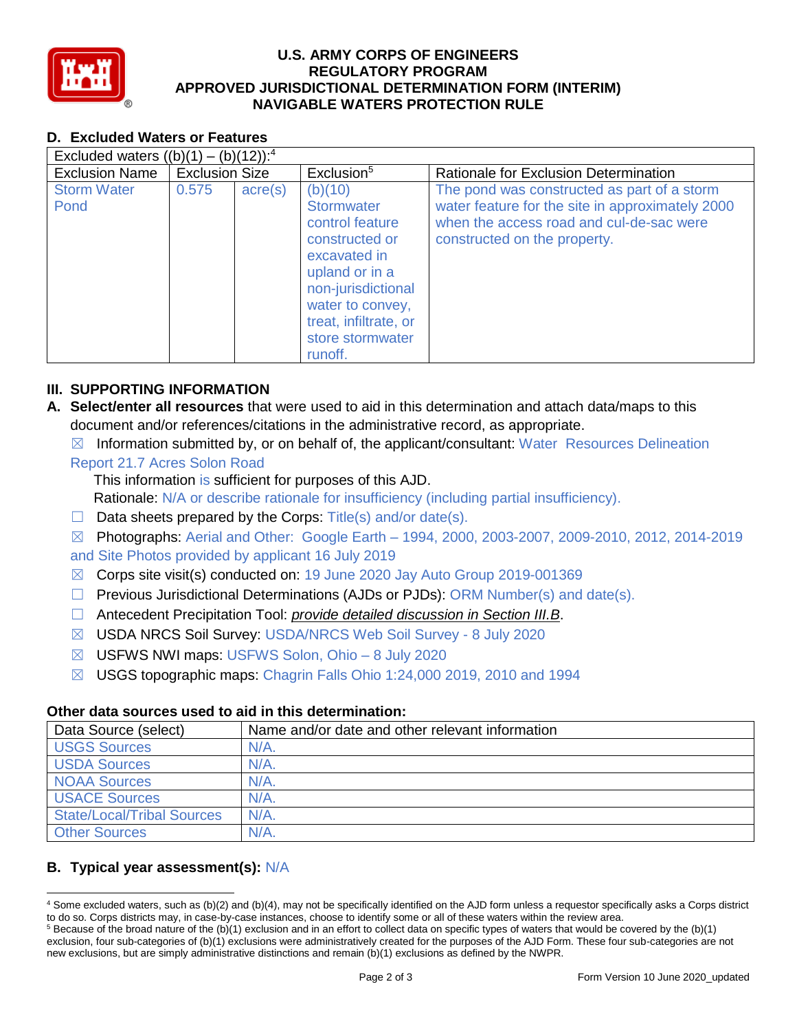## D. Excluded Waters or Features

| Excluded waters ((b)(1) – (b)(12)):[4] | | | | |
|---|---|---|---|---|
| Exclusion Name | Exclusion Size | | Exclusion[5] | Rationale for Exclusion Determination |
| Storm Water Pond | 0.575 | acre(s) | (b)(10) Stormwater control feature constructed or excavated in upland or in a non-jurisdictional water to convey, treat, infiltrate, or store stormwater runoff. | The pond was constructed as part of a storm water feature for the site in approximately 2000 when the access road and cul-de-sac were constructed on the property. |

## III. SUPPORTING INFORMATION

**A. Select/enter all resources** that were used to aid in this determination and attach data/maps to this document and/or references/citations in the administrative record, as appropriate.

☒ Information submitted by, or on behalf of, the applicant/consultant: Water Resources Delineation Report 21.7 Acres Solon Road

This information is sufficient for purposes of this AJD.

Rationale: N/A or describe rationale for insufficiency (including partial insufficiency).

☐ Data sheets prepared by the Corps: Title(s) and/or date(s).

☒ Photographs: Aerial and Other: Google Earth – 1994, 2000, 2003-2007, 2009-2010, 2012, 2014-2019 and Site Photos provided by applicant 16 July 2019

☒ Corps site visit(s) conducted on: 19 June 2020 Jay Auto Group 2019-001369

☐ Previous Jurisdictional Determinations (AJDs or PJDs): ORM Number(s) and date(s).

☐ Antecedent Precipitation Tool: *provide detailed discussion in Section III.B*.

☒ USDA NRCS Soil Survey: USDA/NRCS Web Soil Survey - 8 July 2020

☒ USFWS NWI maps: USFWS Solon, Ohio – 8 July 2020

☒ USGS topographic maps: Chagrin Falls Ohio 1:24,000 2019, 2010 and 1994

### Other data sources used to aid in this determination:

| Data Source (select) | Name and/or date and other relevant information |
|---|---|
| USGS Sources | N/A. |
| USDA Sources | N/A. |
| NOAA Sources | N/A. |
| USACE Sources | N/A. |
| State/Local/Tribal Sources | N/A. |
| Other Sources | N/A. |

**B. Typical year assessment(s):** N/A

---

[4] Some excluded waters, such as (b)(2) and (b)(4), may not be specifically identified on the AJD form unless a requestor specifically asks a Corps district to do so. Corps districts may, in case-by-case instances, choose to identify some or all of these waters within the review area.

[5] Because of the broad nature of the (b)(1) exclusion and in an effort to collect data on specific types of waters that would be covered by the (b)(1) exclusion, four sub-categories of (b)(1) exclusions were administratively created for the purposes of the AJD Form. These four sub-categories are not new exclusions, but are simply administrative distinctions and remain (b)(1) exclusions as defined by the NWPR.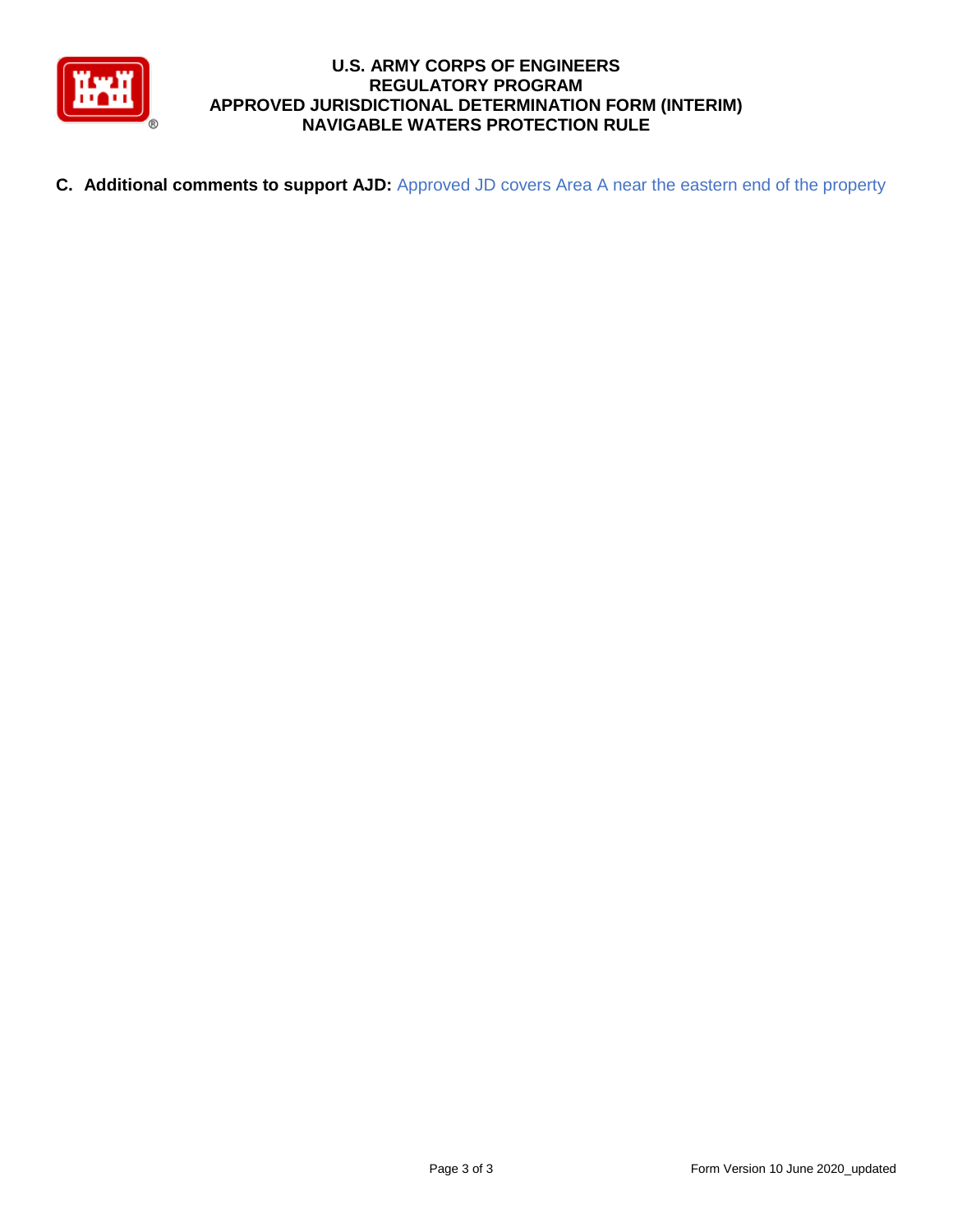**C. Additional comments to support AJD:** Approved JD covers Area A near the eastern end of the property